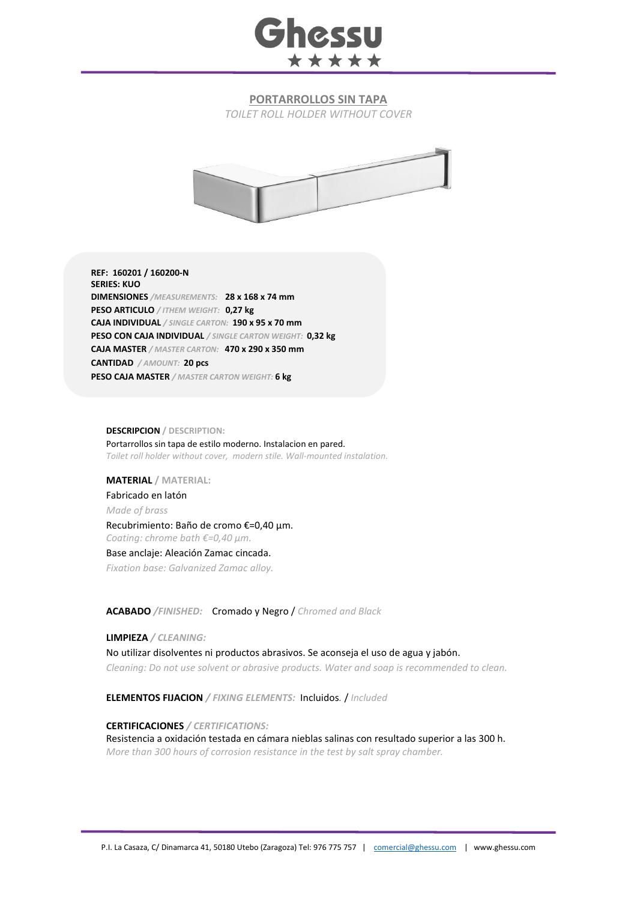# Ghessu

## PORTARROLLOS SIN TAPA

*TOILET ROLL HOLDER WITHOUT COVER*

**REF: 160201 / 160200-N**
**SERIES: KUO**
**DIMENSIONES** */MEASUREMENTS:* **28 x 168 x 74 mm**
**PESO ARTICULO** */ ITHEM WEIGHT:* **0,27 kg**
**CAJA INDIVIDUAL** */ SINGLE CARTON:* **190 x 95 x 70 mm**
**PESO CON CAJA INDIVIDUAL** */ SINGLE CARTON WEIGHT:* **0,32 kg**
**CAJA MASTER** */ MASTER CARTON:* **470 x 290 x 350 mm**
**CANTIDAD** */ AMOUNT:* **20 pcs**
**PESO CAJA MASTER** */ MASTER CARTON WEIGHT:* **6 kg**

**DESCRIPCION** / **DESCRIPTION:**

Portarrollos sin tapa de estilo moderno. Instalacion en pared.
*Toilet roll holder without cover, modern stile. Wall-mounted instalation.*

**MATERIAL** / **MATERIAL:**

Fabricado en latón
*Made of brass*

Recubrimiento: Baño de cromo €=0,40 µm.
*Coating: chrome bath €=0,40 µm.*

Base anclaje: Aleación Zamac cincada.
*Fixation base: Galvanized Zamac alloy.*

**ACABADO** */FINISHED:* Cromado y Negro / *Chromed and Black*

**LIMPIEZA** */ CLEANING:*

No utilizar disolventes ni productos abrasivos. Se aconseja el uso de agua y jabón.
*Cleaning: Do not use solvent or abrasive products. Water and soap is recommended to clean.*

**ELEMENTOS FIJACION** */ FIXING ELEMENTS:* Incluidos. / *Included*

**CERTIFICACIONES** */ CERTIFICATIONS:*

Resistencia a oxidación testada en cámara nieblas salinas con resultado superior a las 300 h.
*More than 300 hours of corrosion resistance in the test by salt spray chamber.*

P.I. La Casaza, C/ Dinamarca 41, 50180 Utebo (Zaragoza) Tel: 976 775 757 | comercial@ghessu.com | www.ghessu.com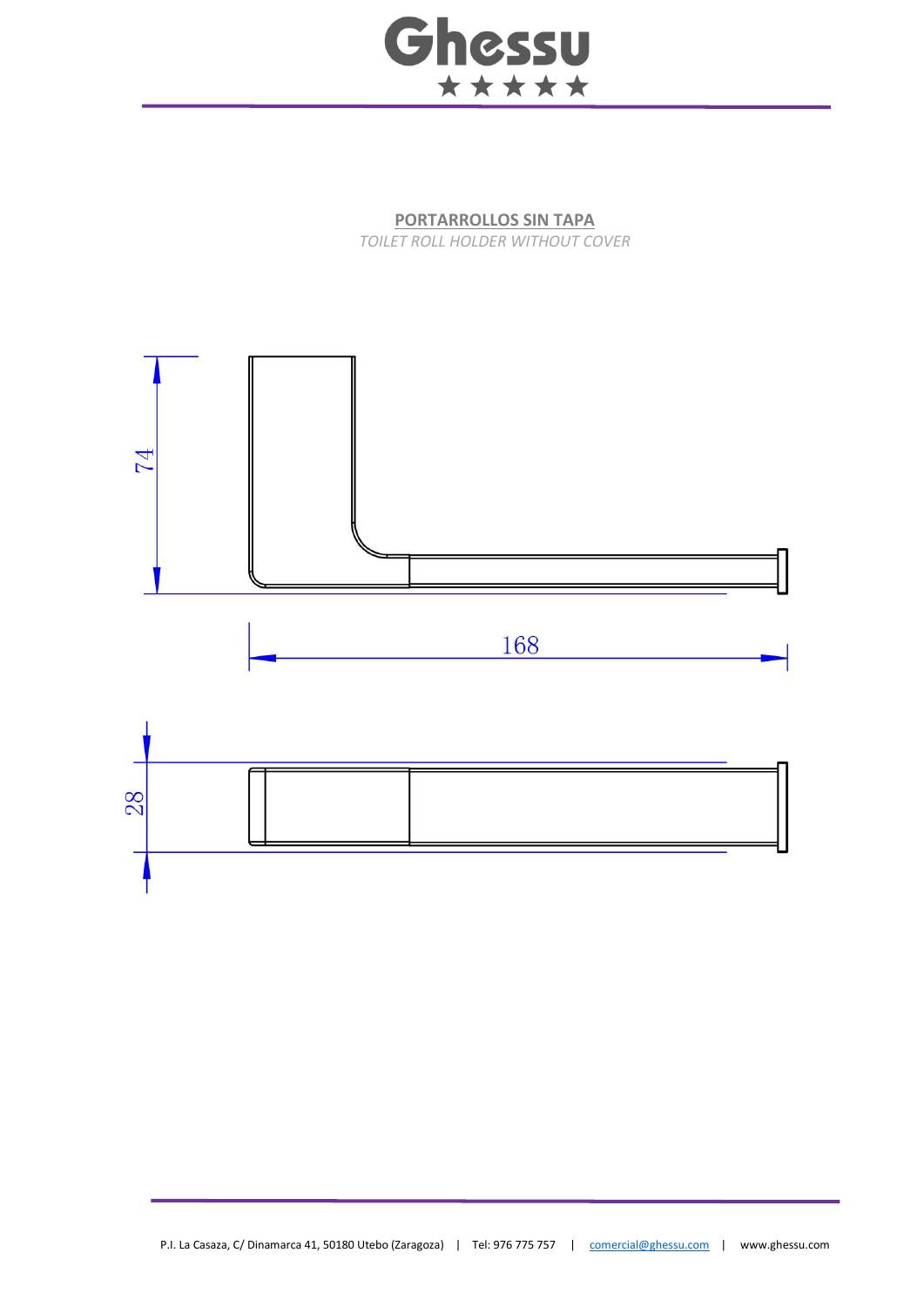**PORTARROLLOS SIN TAPA**

*TOILET ROLL HOLDER WITHOUT COVER*

74

168

28